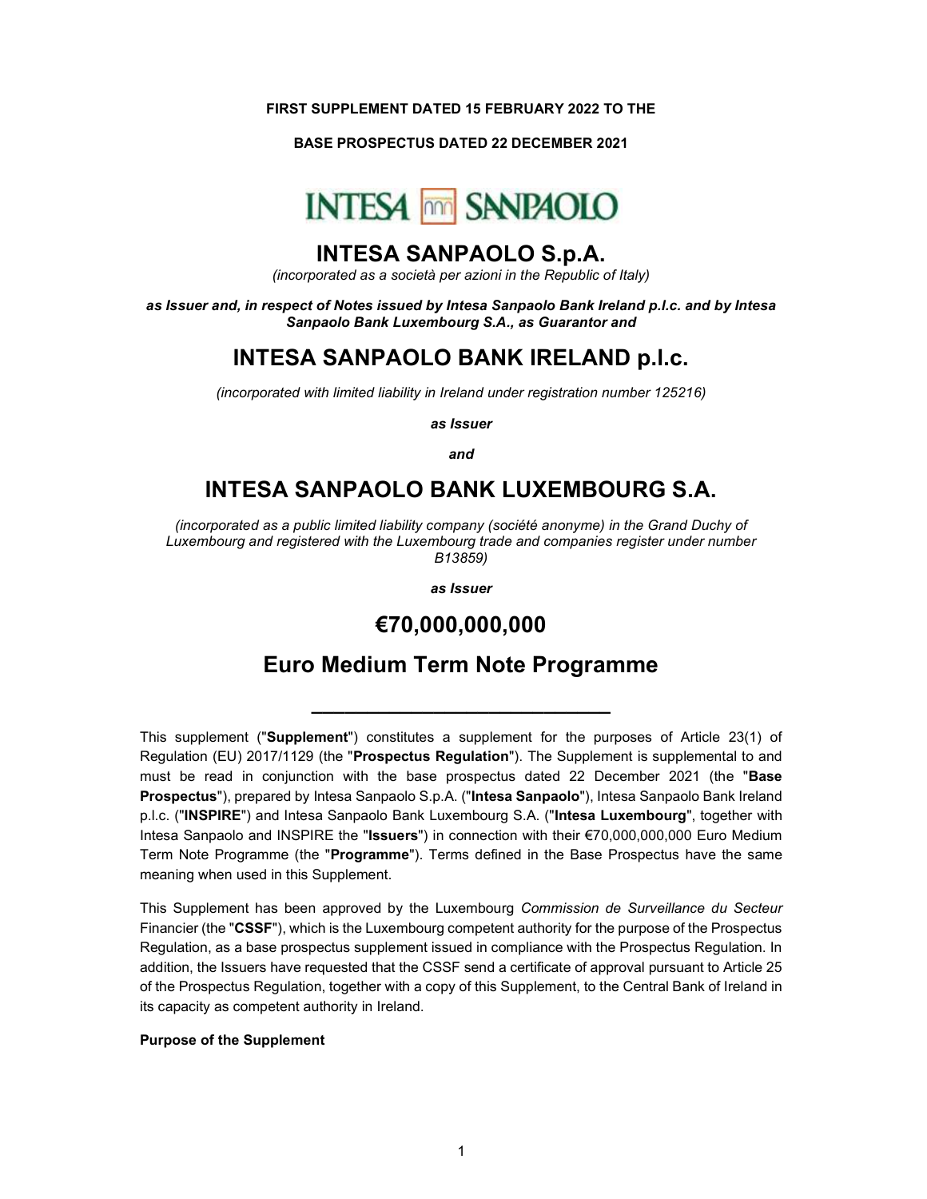**FIRST SUPPLEMENT DATED 15 FEBRUARY 2022 TO THE**

**BASE PROSPECTUS DATED 22 DECEMBER 2021**

# INTESA SANPAOLO S.p.A.

*(incorporated as a società per azioni in the Republic of Italy)*

***as Issuer and, in respect of Notes issued by Intesa Sanpaolo Bank Ireland p.l.c. and by Intesa Sanpaolo Bank Luxembourg S.A., as Guarantor and***

# INTESA SANPAOLO BANK IRELAND p.l.c.

*(incorporated with limited liability in Ireland under registration number 125216)*

***as Issuer***

***and***

# INTESA SANPAOLO BANK LUXEMBOURG S.A.

*(incorporated as a public limited liability company (société anonyme) in the Grand Duchy of Luxembourg and registered with the Luxembourg trade and companies register under number B13859)*

***as Issuer***

# €70,000,000,000

# Euro Medium Term Note Programme

---

This supplement ("**Supplement**") constitutes a supplement for the purposes of Article 23(1) of Regulation (EU) 2017/1129 (the "**Prospectus Regulation**"). The Supplement is supplemental to and must be read in conjunction with the base prospectus dated 22 December 2021 (the "**Base Prospectus**"), prepared by Intesa Sanpaolo S.p.A. ("**Intesa Sanpaolo**"), Intesa Sanpaolo Bank Ireland p.l.c. ("**INSPIRE**") and Intesa Sanpaolo Bank Luxembourg S.A. ("**Intesa Luxembourg**", together with Intesa Sanpaolo and INSPIRE the "**Issuers**") in connection with their €70,000,000,000 Euro Medium Term Note Programme (the "**Programme**"). Terms defined in the Base Prospectus have the same meaning when used in this Supplement.

This Supplement has been approved by the Luxembourg *Commission de Surveillance du Secteur* Financier (the "**CSSF**"), which is the Luxembourg competent authority for the purpose of the Prospectus Regulation, as a base prospectus supplement issued in compliance with the Prospectus Regulation. In addition, the Issuers have requested that the CSSF send a certificate of approval pursuant to Article 25 of the Prospectus Regulation, together with a copy of this Supplement, to the Central Bank of Ireland in its capacity as competent authority in Ireland.

**Purpose of the Supplement**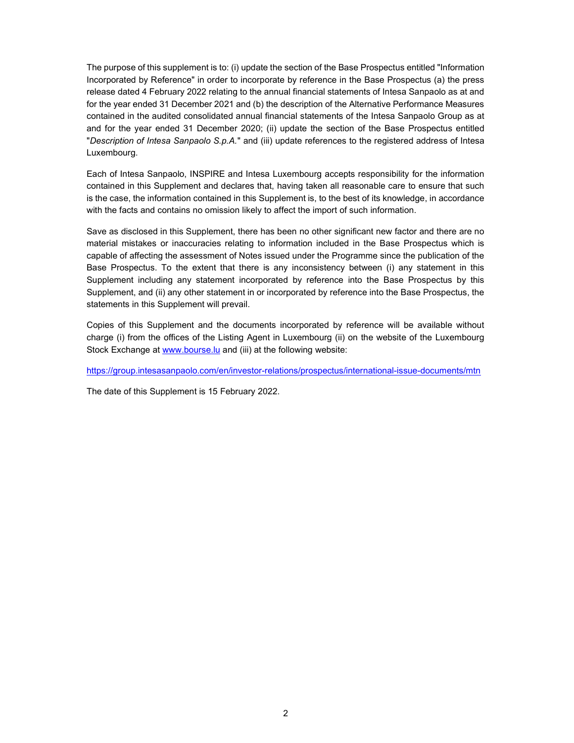The purpose of this supplement is to: (i) update the section of the Base Prospectus entitled "Information Incorporated by Reference" in order to incorporate by reference in the Base Prospectus (a) the press release dated 4 February 2022 relating to the annual financial statements of Intesa Sanpaolo as at and for the year ended 31 December 2021 and (b) the description of the Alternative Performance Measures contained in the audited consolidated annual financial statements of the Intesa Sanpaolo Group as at and for the year ended 31 December 2020; (ii) update the section of the Base Prospectus entitled "*Description of Intesa Sanpaolo S.p.A.*" and (iii) update references to the registered address of Intesa Luxembourg.

Each of Intesa Sanpaolo, INSPIRE and Intesa Luxembourg accepts responsibility for the information contained in this Supplement and declares that, having taken all reasonable care to ensure that such is the case, the information contained in this Supplement is, to the best of its knowledge, in accordance with the facts and contains no omission likely to affect the import of such information.

Save as disclosed in this Supplement, there has been no other significant new factor and there are no material mistakes or inaccuracies relating to information included in the Base Prospectus which is capable of affecting the assessment of Notes issued under the Programme since the publication of the Base Prospectus. To the extent that there is any inconsistency between (i) any statement in this Supplement including any statement incorporated by reference into the Base Prospectus by this Supplement, and (ii) any other statement in or incorporated by reference into the Base Prospectus, the statements in this Supplement will prevail.

Copies of this Supplement and the documents incorporated by reference will be available without charge (i) from the offices of the Listing Agent in Luxembourg (ii) on the website of the Luxembourg Stock Exchange at [www.bourse.lu](http://www.bourse.lu) and (iii) at the following website:

[https://group.intesasanpaolo.com/en/investor-relations/prospectus/international-issue-documents/mtn](https://group.intesasanpaolo.com/en/investor-relations/prospectus/international-issue-documents/mtn)

The date of this Supplement is 15 February 2022.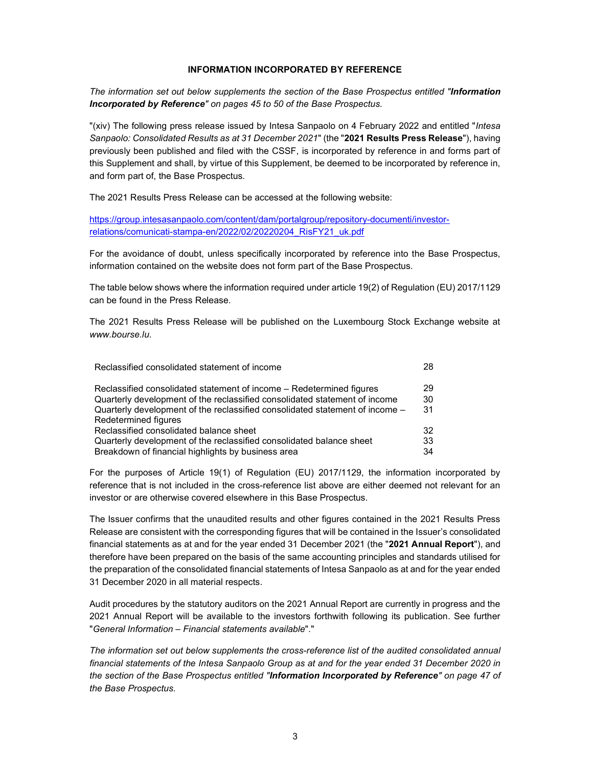## INFORMATION INCORPORATED BY REFERENCE

*The information set out below supplements the section of the Base Prospectus entitled "**Information Incorporated by Reference**" on pages 45 to 50 of the Base Prospectus.*

"(xiv) The following press release issued by Intesa Sanpaolo on 4 February 2022 and entitled "*Intesa Sanpaolo: Consolidated Results as at 31 December 2021*" (the "**2021 Results Press Release**"), having previously been published and filed with the CSSF, is incorporated by reference in and forms part of this Supplement and shall, by virtue of this Supplement, be deemed to be incorporated by reference in, and form part of, the Base Prospectus.

The 2021 Results Press Release can be accessed at the following website:

https://group.intesasanpaolo.com/content/dam/portalgroup/repository-documenti/investor-relations/comunicati-stampa-en/2022/02/20220204_RisFY21_uk.pdf

For the avoidance of doubt, unless specifically incorporated by reference into the Base Prospectus, information contained on the website does not form part of the Base Prospectus.

The table below shows where the information required under article 19(2) of Regulation (EU) 2017/1129 can be found in the Press Release.

The 2021 Results Press Release will be published on the Luxembourg Stock Exchange website at *www.bourse.lu*.

| | |
|---|---|
| Reclassified consolidated statement of income | 28 |
| Reclassified consolidated statement of income – Redetermined figures | 29 |
| Quarterly development of the reclassified consolidated statement of income | 30 |
| Quarterly development of the reclassified consolidated statement of income – Redetermined figures | 31 |
| Reclassified consolidated balance sheet | 32 |
| Quarterly development of the reclassified consolidated balance sheet | 33 |
| Breakdown of financial highlights by business area | 34 |

For the purposes of Article 19(1) of Regulation (EU) 2017/1129, the information incorporated by reference that is not included in the cross-reference list above are either deemed not relevant for an investor or are otherwise covered elsewhere in this Base Prospectus.

The Issuer confirms that the unaudited results and other figures contained in the 2021 Results Press Release are consistent with the corresponding figures that will be contained in the Issuer's consolidated financial statements as at and for the year ended 31 December 2021 (the "**2021 Annual Report**"), and therefore have been prepared on the basis of the same accounting principles and standards utilised for the preparation of the consolidated financial statements of Intesa Sanpaolo as at and for the year ended 31 December 2020 in all material respects.

Audit procedures by the statutory auditors on the 2021 Annual Report are currently in progress and the 2021 Annual Report will be available to the investors forthwith following its publication. See further "*General Information – Financial statements available*"."

*The information set out below supplements the cross-reference list of the audited consolidated annual financial statements of the Intesa Sanpaolo Group as at and for the year ended 31 December 2020 in the section of the Base Prospectus entitled "**Information Incorporated by Reference**" on page 47 of the Base Prospectus.*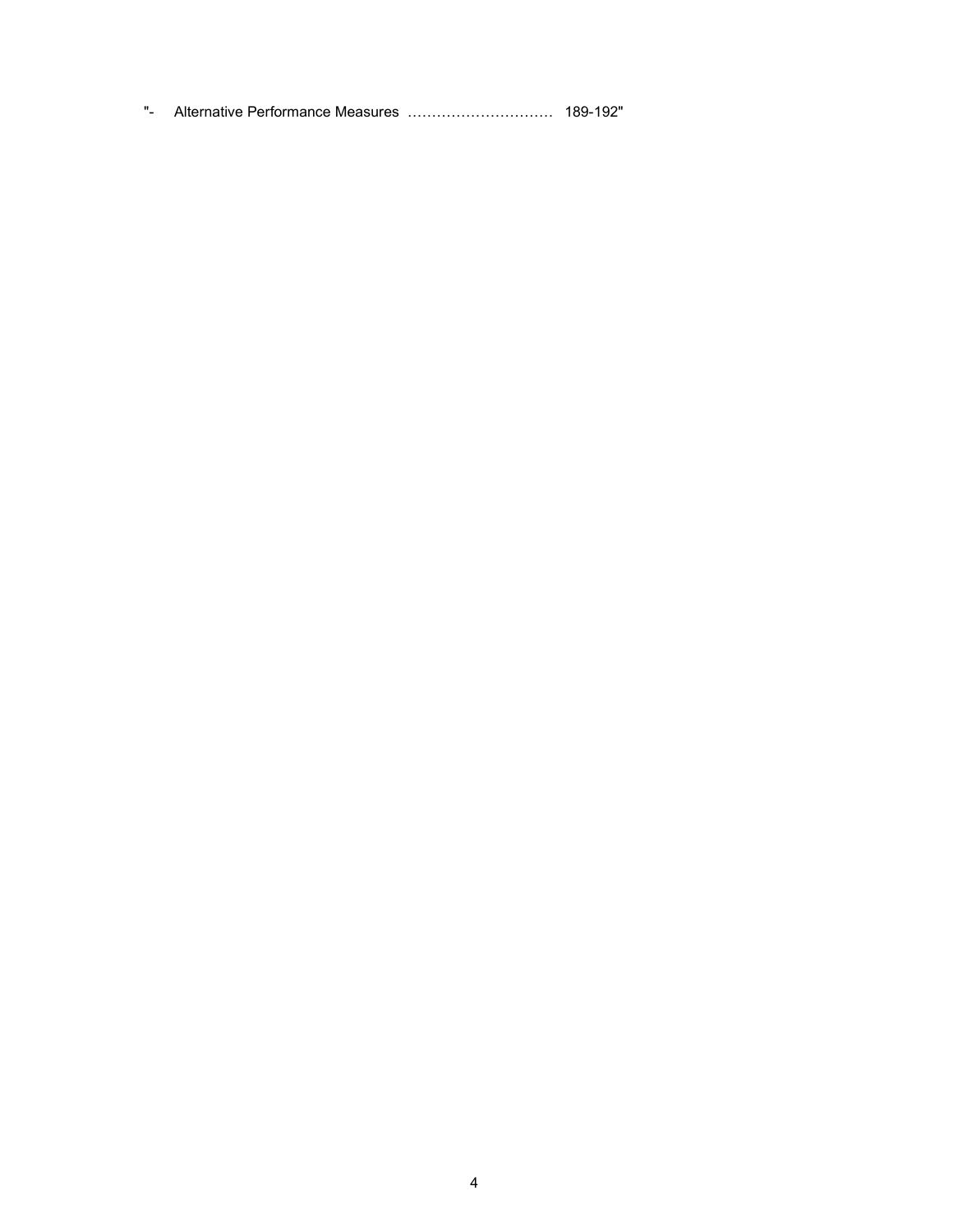"- Alternative Performance Measures ………………………… 189-192"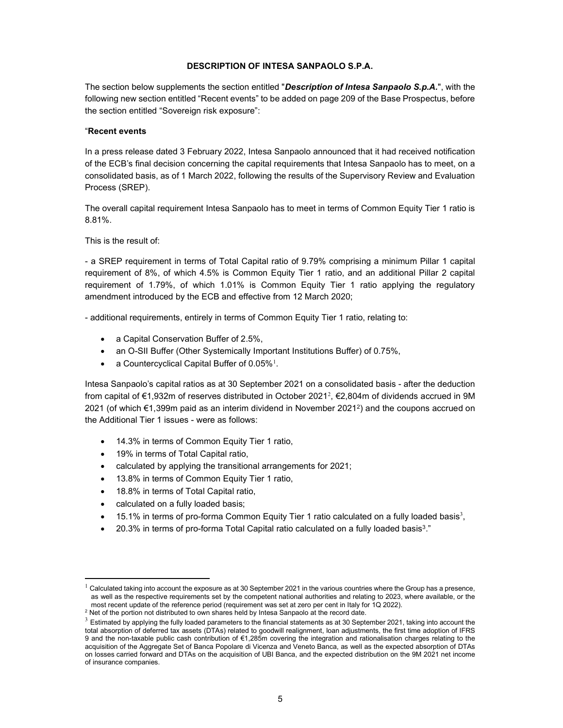## DESCRIPTION OF INTESA SANPAOLO S.P.A.

The section below supplements the section entitled "***Description of Intesa Sanpaolo S.p.A.***", with the following new section entitled "Recent events" to be added on page 209 of the Base Prospectus, before the section entitled "Sovereign risk exposure":

"**Recent events**

In a press release dated 3 February 2022, Intesa Sanpaolo announced that it had received notification of the ECB's final decision concerning the capital requirements that Intesa Sanpaolo has to meet, on a consolidated basis, as of 1 March 2022, following the results of the Supervisory Review and Evaluation Process (SREP).

The overall capital requirement Intesa Sanpaolo has to meet in terms of Common Equity Tier 1 ratio is 8.81%.

This is the result of:

- a SREP requirement in terms of Total Capital ratio of 9.79% comprising a minimum Pillar 1 capital requirement of 8%, of which 4.5% is Common Equity Tier 1 ratio, and an additional Pillar 2 capital requirement of 1.79%, of which 1.01% is Common Equity Tier 1 ratio applying the regulatory amendment introduced by the ECB and effective from 12 March 2020;

- additional requirements, entirely in terms of Common Equity Tier 1 ratio, relating to:

- a Capital Conservation Buffer of 2.5%,
- an O-SII Buffer (Other Systemically Important Institutions Buffer) of 0.75%,
- a Countercyclical Capital Buffer of 0.05%[1].

Intesa Sanpaolo's capital ratios as at 30 September 2021 on a consolidated basis - after the deduction from capital of €1,932m of reserves distributed in October 2021[2], €2,804m of dividends accrued in 9M 2021 (of which €1,399m paid as an interim dividend in November 2021[2]) and the coupons accrued on the Additional Tier 1 issues - were as follows:

- 14.3% in terms of Common Equity Tier 1 ratio,
- 19% in terms of Total Capital ratio,
- calculated by applying the transitional arrangements for 2021;
- 13.8% in terms of Common Equity Tier 1 ratio,
- 18.8% in terms of Total Capital ratio,
- calculated on a fully loaded basis;
- 15.1% in terms of pro-forma Common Equity Tier 1 ratio calculated on a fully loaded basis[3],
- 20.3% in terms of pro-forma Total Capital ratio calculated on a fully loaded basis[3]."

---

[1] Calculated taking into account the exposure as at 30 September 2021 in the various countries where the Group has a presence, as well as the respective requirements set by the competent national authorities and relating to 2023, where available, or the most recent update of the reference period (requirement was set at zero per cent in Italy for 1Q 2022).

[2] Net of the portion not distributed to own shares held by Intesa Sanpaolo at the record date.

[3] Estimated by applying the fully loaded parameters to the financial statements as at 30 September 2021, taking into account the total absorption of deferred tax assets (DTAs) related to goodwill realignment, loan adjustments, the first time adoption of IFRS 9 and the non-taxable public cash contribution of €1,285m covering the integration and rationalisation charges relating to the acquisition of the Aggregate Set of Banca Popolare di Vicenza and Veneto Banca, as well as the expected absorption of DTAs on losses carried forward and DTAs on the acquisition of UBI Banca, and the expected distribution on the 9M 2021 net income of insurance companies.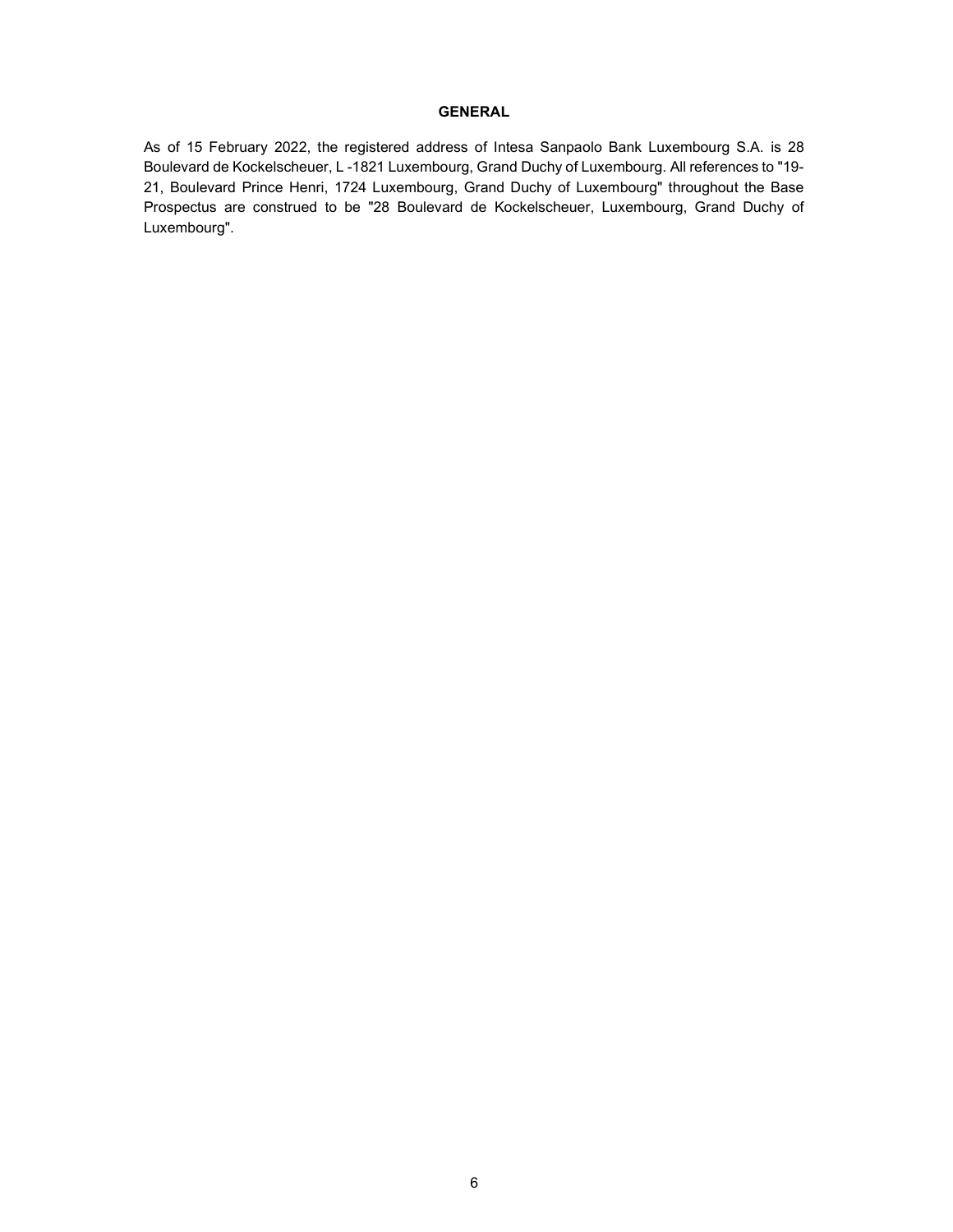## GENERAL

As of 15 February 2022, the registered address of Intesa Sanpaolo Bank Luxembourg S.A. is 28 Boulevard de Kockelscheuer, L -1821 Luxembourg, Grand Duchy of Luxembourg. All references to "19-21, Boulevard Prince Henri, 1724 Luxembourg, Grand Duchy of Luxembourg" throughout the Base Prospectus are construed to be "28 Boulevard de Kockelscheuer, Luxembourg, Grand Duchy of Luxembourg".